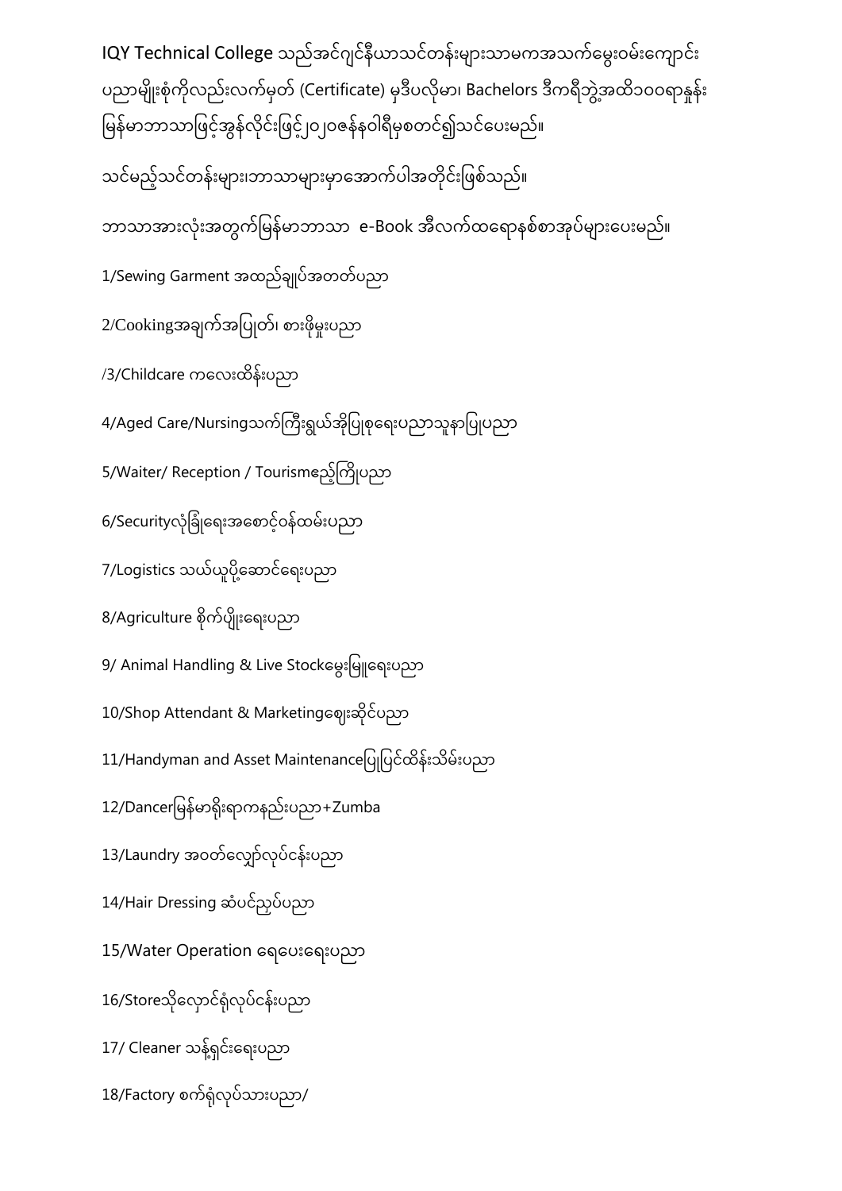IQY Technical College သည်အင်ဂျင်နီယာသင်တန်းများသာမကအသက်မွေးဝမ်းကျောင်းပညာမျိုးစုံကိုလည်းလက်မှတ် (Certificate) မှဒီပလိုမာ၊ Bachelors ဒီကရီဘွဲ့အထိ၁၀၀ရာနှုန်းမြန်မာဘာသာဖြင့်အွန်လိုင်းဖြင့်၂၀၂၀ဇန်နဝါရီမှစတင်၍သင်ပေးမည်။

သင်မည့်သင်တန်းများ၊ဘာသာများမှာအောက်ပါအတိုင်းဖြစ်သည်။

ဘာသာအားလုံးအတွက်မြန်မာဘာသာ e-Book အီလက်ထရောနစ်စာအုပ်များပေးမည်။

1/Sewing Garment အထည်ချုပ်အတတ်ပညာ

2/Cookingအချက်အပြုတ်၊ စားဖိုမှူးပညာ

/3/Childcare ကလေးထိန်းပညာ

4/Aged Care/Nursingသက်ကြီးရွယ်အိုပြုစုရေးပညာသူနာပြုပညာ

5/Waiter/ Reception / Tourismဧည့်ကြိုပညာ

6/Securityလုံခြုံရေးအစောင့်ဝန်ထမ်းပညာ

7/Logistics သယ်ယူပို့ဆောင်ရေးပညာ

8/Agriculture စိုက်ပျိုးရေးပညာ

9/ Animal Handling & Live Stockမွေးမြူရေးပညာ

10/Shop Attendant & Marketingဈေးဆိုင်ပညာ

11/Handyman and Asset Maintenanceပြုပြင်ထိန်းသိမ်းပညာ

12/Dancerမြန်မာရိုးရာကနည်းပညာ+Zumba

13/Laundry အဝတ်လျှော်လုပ်ငန်းပညာ

14/Hair Dressing ဆံပင်ညှပ်ပညာ

15/Water Operation ရေပေးရေးပညာ

16/Storeသိုလှောင်ရုံလုပ်ငန်းပညာ

17/ Cleaner သန့်ရှင်းရေးပညာ

18/Factory စက်ရုံလုပ်သားပညာ/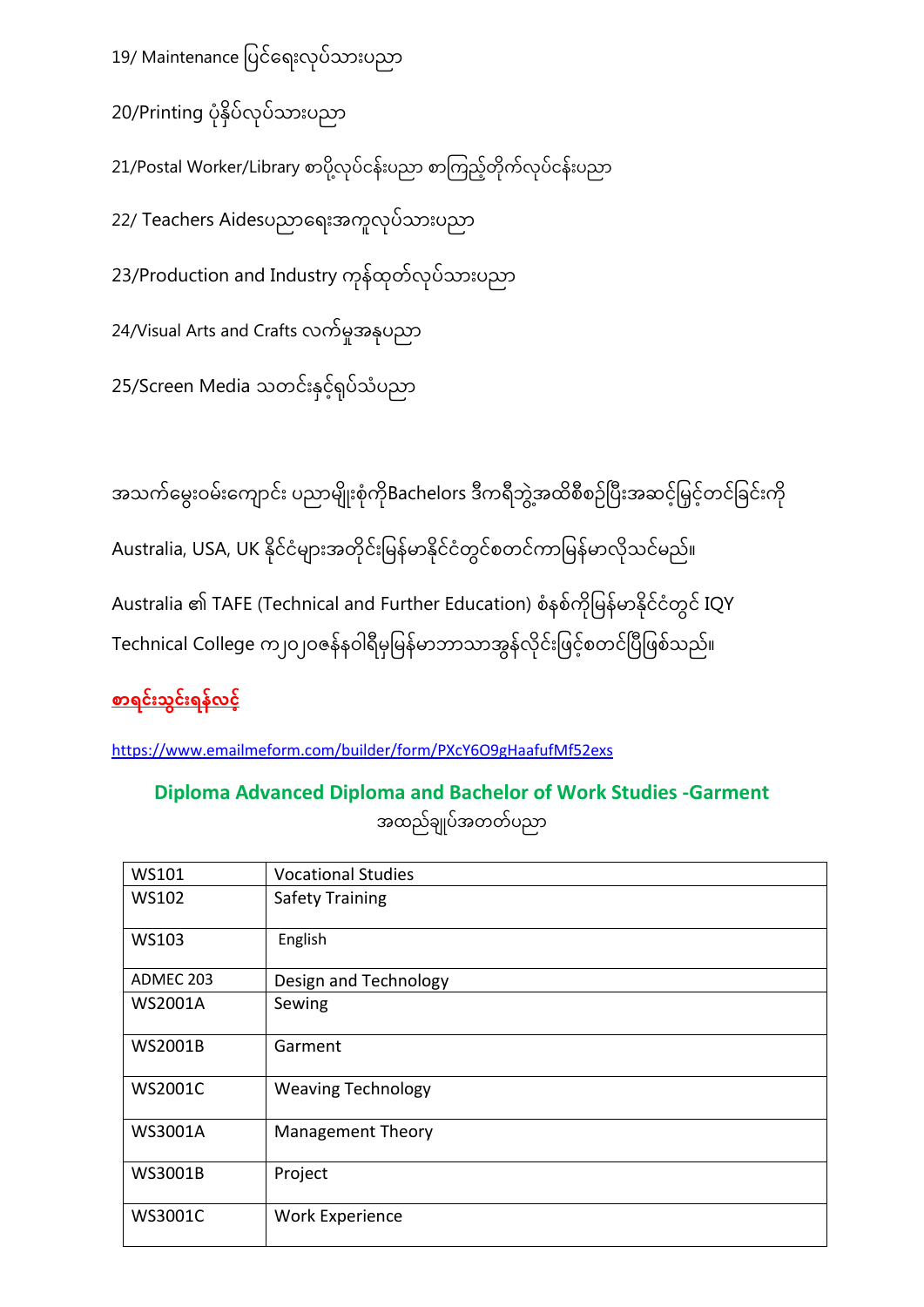19/ Maintenance ပြင်ရေးလုပ်သားပညာ

20/Printing ပုံနှိပ်လုပ်သားပညာ

21/Postal Worker/Library စာပို့လုပ်ငန်းပညာ စာကြည့်တိုက်လုပ်ငန်းပညာ

22/ Teachers Aidesပညာရေးအကူလုပ်သားပညာ

23/Production and Industry ကုန်ထုတ်လုပ်သားပညာ

24/Visual Arts and Crafts လက်မှုအနုပညာ

25/Screen Media သတင်းနှင့်ရုပ်သံပညာ

အသက်မွေးဝမ်းကျောင်း ပညာမျိုးစုံကိုBachelors ဒီကရီဘွဲ့အထိစီစဉ်ပြီးအဆင့်မြှင့်တင်ခြင်းကို

Australia, USA, UK နိုင်ငံများအတိုင်းမြန်မာနိုင်ငံတွင်စတင်ကာမြန်မာလိုသင်မည်။

Australia ၏ TAFE (Technical and Further Education) စံနစ်ကိုမြန်မာနိုင်ငံတွင် IQY Technical College က၂၀၂၀ဇန်နဝါရီမှမြန်မာဘာသာအွန်လိုင်းဖြင့်စတင်ပြီဖြစ်သည်။

**စာရင်းသွင်းရန်လင့်**

https://www.emailmeform.com/builder/form/PXcY6O9gHaafufMf52exs

## Diploma Advanced Diploma and Bachelor of Work Studies -Garment

အထည်ချုပ်အတတ်ပညာ

| | |
|---|---|
| WS101 | Vocational Studies |
| WS102 | Safety Training |
| WS103 | English |
| ADMEC 203 | Design and Technology |
| WS2001A | Sewing |
| WS2001B | Garment |
| WS2001C | Weaving Technology |
| WS3001A | Management Theory |
| WS3001B | Project |
| WS3001C | Work Experience |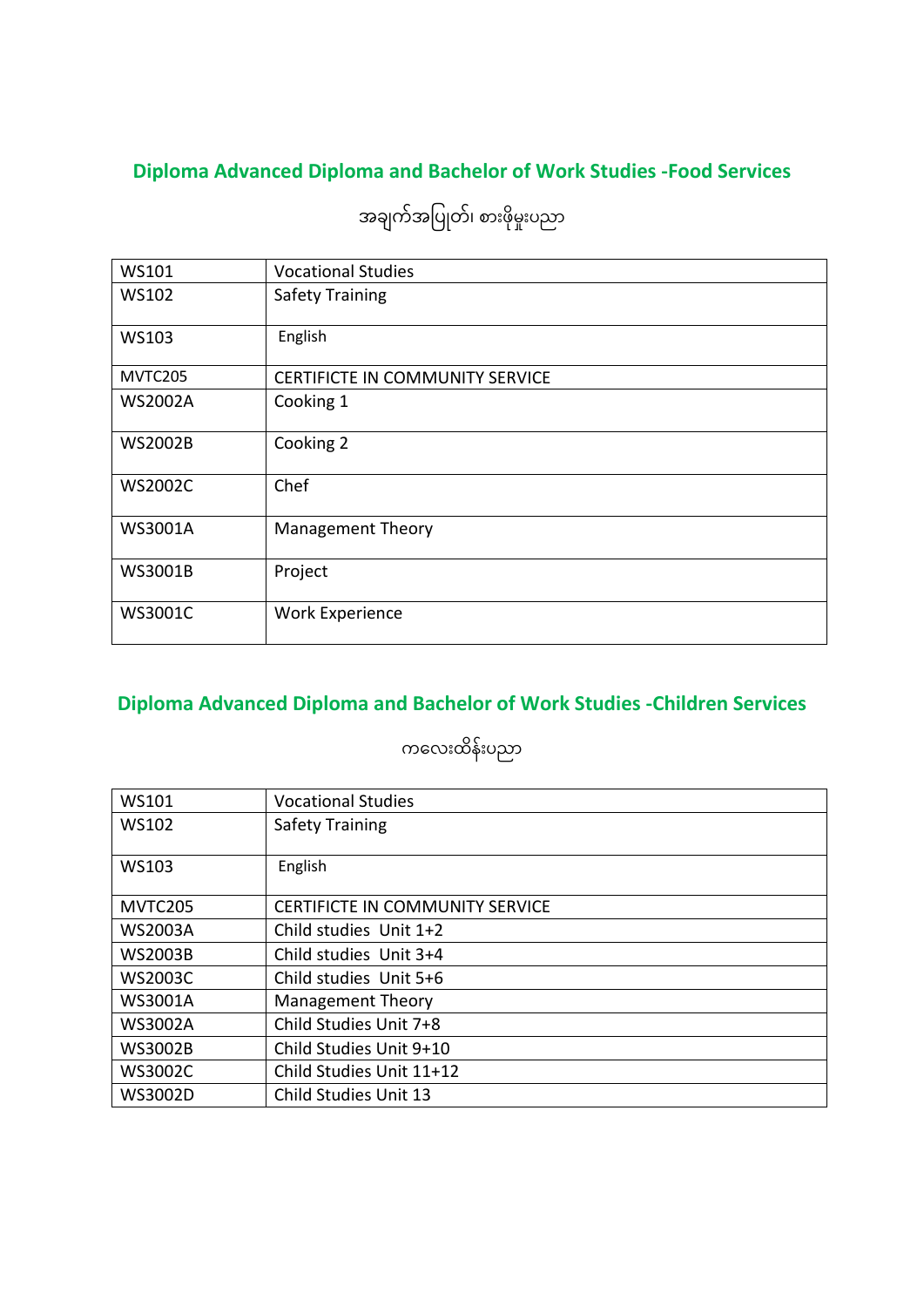## Diploma Advanced Diploma and Bachelor of Work Studies -Food Services

အချက်အပြုတ်၊ စားဖိုမှူးပညာ

| WS101 | Vocational Studies |
|---|---|
| WS102 | Safety Training |
| WS103 | English |
| MVTC205 | CERTIFICTE IN COMMUNITY SERVICE |
| WS2002A | Cooking 1 |
| WS2002B | Cooking 2 |
| WS2002C | Chef |
| WS3001A | Management Theory |
| WS3001B | Project |
| WS3001C | Work Experience |

## Diploma Advanced Diploma and Bachelor of Work Studies -Children Services

ကလေးထိန်းပညာ

| WS101 | Vocational Studies |
|---|---|
| WS102 | Safety Training |
| WS103 | English |
| MVTC205 | CERTIFICTE IN COMMUNITY SERVICE |
| WS2003A | Child studies Unit 1+2 |
| WS2003B | Child studies Unit 3+4 |
| WS2003C | Child studies Unit 5+6 |
| WS3001A | Management Theory |
| WS3002A | Child Studies Unit 7+8 |
| WS3002B | Child Studies Unit 9+10 |
| WS3002C | Child Studies Unit 11+12 |
| WS3002D | Child Studies Unit 13 |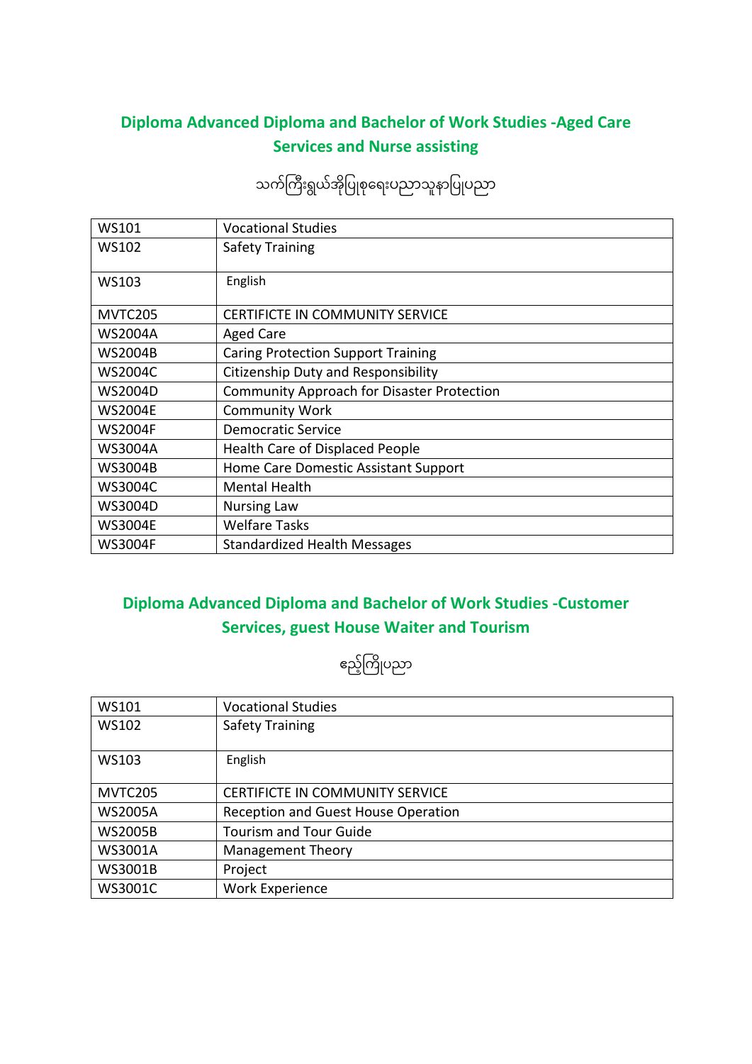## Diploma Advanced Diploma and Bachelor of Work Studies -Aged Care Services and Nurse assisting

သက်ကြီးရွယ်အိုပြုစုရေးပညာသူနာပြုပညာ

| | |
|---|---|
| WS101 | Vocational Studies |
| WS102 | Safety Training |
| WS103 | English |
| MVTC205 | CERTIFICTE IN COMMUNITY SERVICE |
| WS2004A | Aged Care |
| WS2004B | Caring Protection Support Training |
| WS2004C | Citizenship Duty and Responsibility |
| WS2004D | Community Approach for Disaster Protection |
| WS2004E | Community Work |
| WS2004F | Democratic Service |
| WS3004A | Health Care of Displaced People |
| WS3004B | Home Care Domestic Assistant Support |
| WS3004C | Mental Health |
| WS3004D | Nursing Law |
| WS3004E | Welfare Tasks |
| WS3004F | Standardized Health Messages |

## Diploma Advanced Diploma and Bachelor of Work Studies -Customer Services, guest House Waiter and Tourism

ဧည့်ကြိုပညာ

| | |
|---|---|
| WS101 | Vocational Studies |
| WS102 | Safety Training |
| WS103 | English |
| MVTC205 | CERTIFICTE IN COMMUNITY SERVICE |
| WS2005A | Reception and Guest House Operation |
| WS2005B | Tourism and Tour Guide |
| WS3001A | Management Theory |
| WS3001B | Project |
| WS3001C | Work Experience |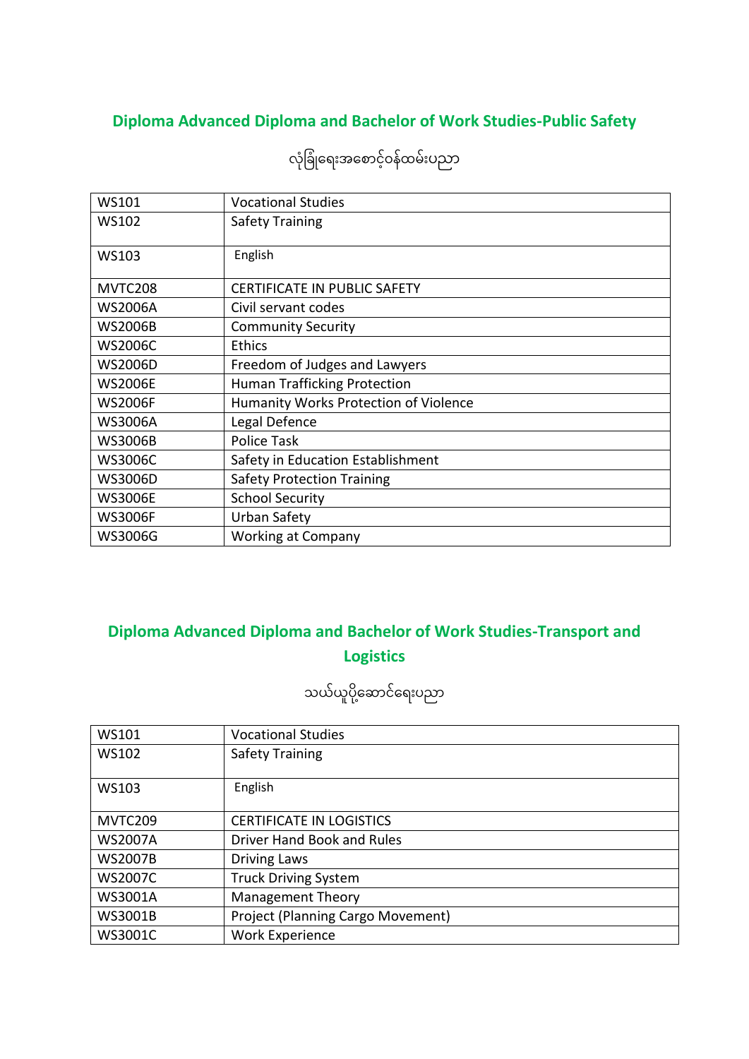## Diploma Advanced Diploma and Bachelor of Work Studies-Public Safety

လုံခြုံရေးအစောင့်ဝန်ထမ်းပညာ

| | |
|---|---|
| WS101 | Vocational Studies |
| WS102 | Safety Training |
| WS103 | English |
| MVTC208 | CERTIFICATE IN PUBLIC SAFETY |
| WS2006A | Civil servant codes |
| WS2006B | Community Security |
| WS2006C | Ethics |
| WS2006D | Freedom of Judges and Lawyers |
| WS2006E | Human Trafficking Protection |
| WS2006F | Humanity Works Protection of Violence |
| WS3006A | Legal Defence |
| WS3006B | Police Task |
| WS3006C | Safety in Education Establishment |
| WS3006D | Safety Protection Training |
| WS3006E | School Security |
| WS3006F | Urban Safety |
| WS3006G | Working at Company |

## Diploma Advanced Diploma and Bachelor of Work Studies-Transport and Logistics

သယ်ယူပို့ဆောင်ရေးပညာ

| | |
|---|---|
| WS101 | Vocational Studies |
| WS102 | Safety Training |
| WS103 | English |
| MVTC209 | CERTIFICATE IN LOGISTICS |
| WS2007A | Driver Hand Book and Rules |
| WS2007B | Driving Laws |
| WS2007C | Truck Driving System |
| WS3001A | Management Theory |
| WS3001B | Project (Planning Cargo Movement) |
| WS3001C | Work Experience |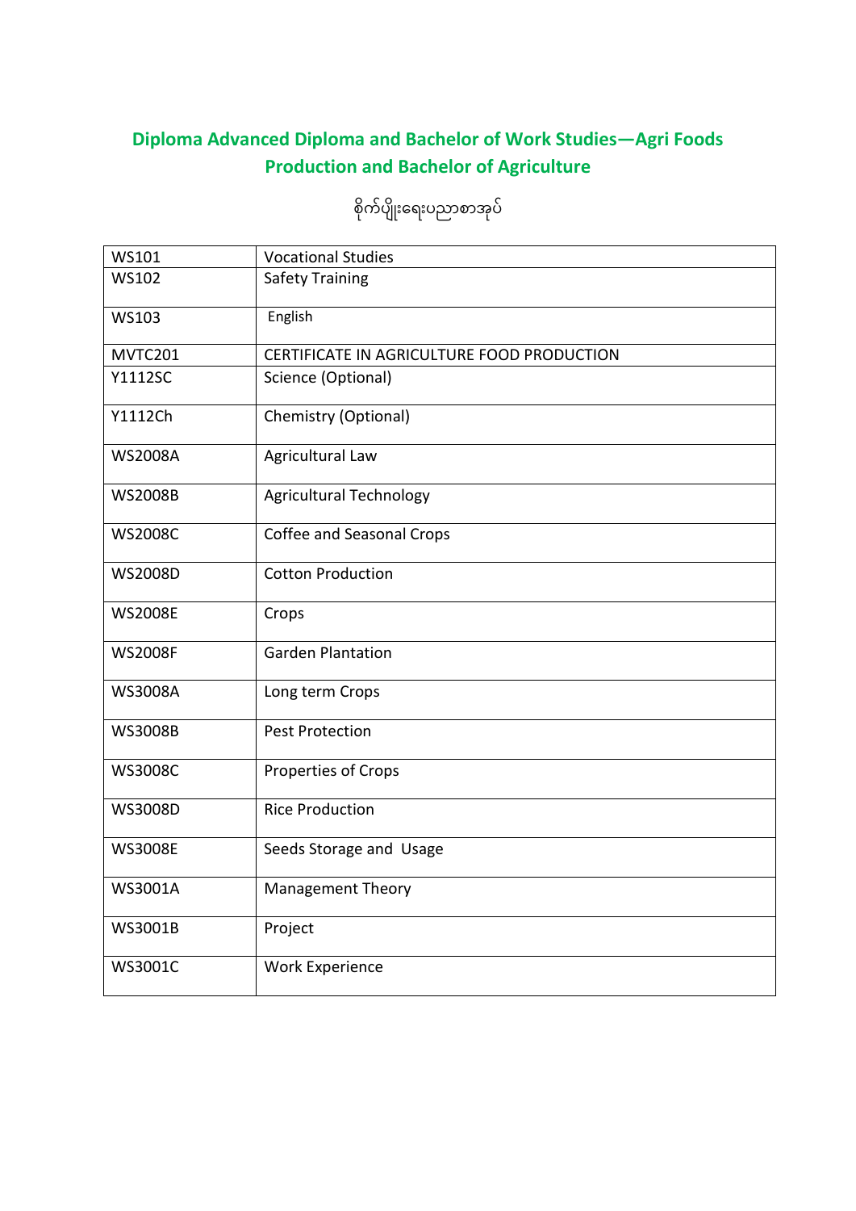## Diploma Advanced Diploma and Bachelor of Work Studies—Agri Foods Production and Bachelor of Agriculture

စိုက်ပျိုးရေးပညာစာအုပ်

| WS101 | Vocational Studies |
|---|---|
| WS102 | Safety Training |
| WS103 | English |
| MVTC201 | CERTIFICATE IN AGRICULTURE FOOD PRODUCTION |
| Y1112SC | Science (Optional) |
| Y1112Ch | Chemistry (Optional) |
| WS2008A | Agricultural Law |
| WS2008B | Agricultural Technology |
| WS2008C | Coffee and Seasonal Crops |
| WS2008D | Cotton Production |
| WS2008E | Crops |
| WS2008F | Garden Plantation |
| WS3008A | Long term Crops |
| WS3008B | Pest Protection |
| WS3008C | Properties of Crops |
| WS3008D | Rice Production |
| WS3008E | Seeds Storage and Usage |
| WS3001A | Management Theory |
| WS3001B | Project |
| WS3001C | Work Experience |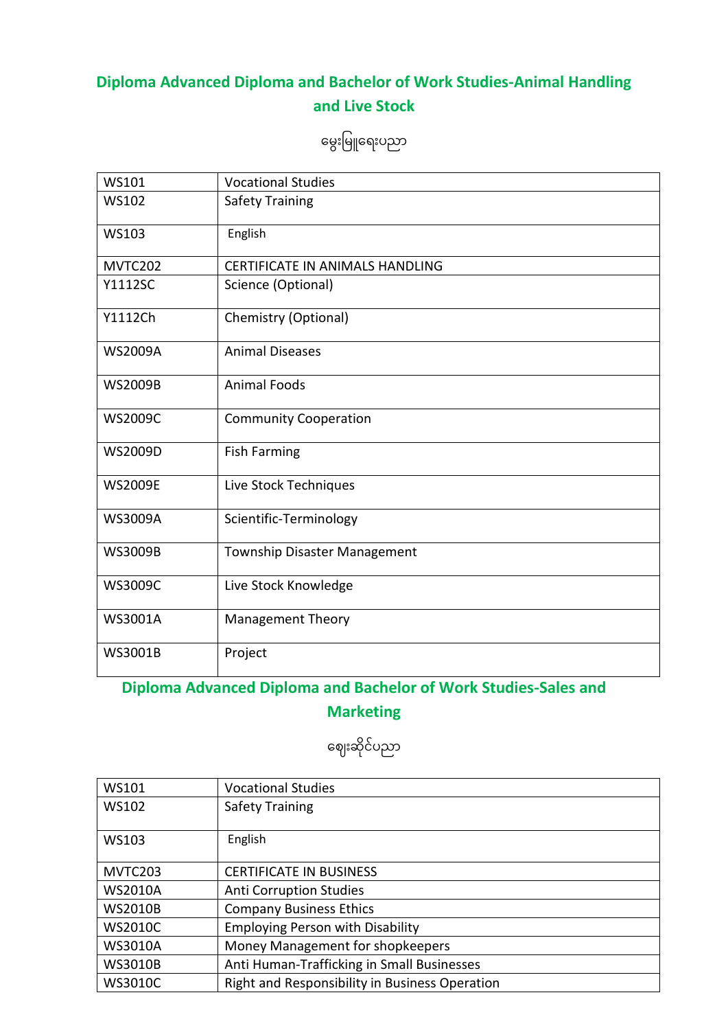## Diploma Advanced Diploma and Bachelor of Work Studies-Animal Handling and Live Stock

မွေးမြူရေးပညာ

| WS101 | Vocational Studies |
|---|---|
| WS102 | Safety Training |
| WS103 | English |
| MVTC202 | CERTIFICATE IN ANIMALS HANDLING |
| Y1112SC | Science (Optional) |
| Y1112Ch | Chemistry (Optional) |
| WS2009A | Animal Diseases |
| WS2009B | Animal Foods |
| WS2009C | Community Cooperation |
| WS2009D | Fish Farming |
| WS2009E | Live Stock Techniques |
| WS3009A | Scientific-Terminology |
| WS3009B | Township Disaster Management |
| WS3009C | Live Stock Knowledge |
| WS3001A | Management Theory |
| WS3001B | Project |

## Diploma Advanced Diploma and Bachelor of Work Studies-Sales and Marketing

စျေးဆိုင်ပညာ

| WS101 | Vocational Studies |
|---|---|
| WS102 | Safety Training |
| WS103 | English |
| MVTC203 | CERTIFICATE IN BUSINESS |
| WS2010A | Anti Corruption Studies |
| WS2010B | Company Business Ethics |
| WS2010C | Employing Person with Disability |
| WS3010A | Money Management for shopkeepers |
| WS3010B | Anti Human-Trafficking in Small Businesses |
| WS3010C | Right and Responsibility in Business Operation |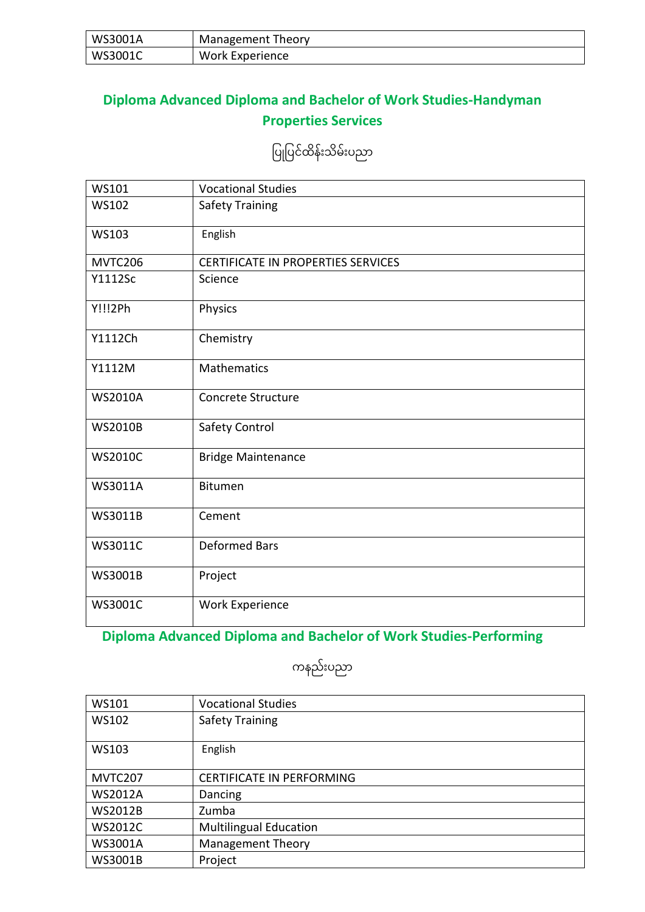| WS3001A | Management Theory |
|---|---|
| WS3001C | Work Experience |

## Diploma Advanced Diploma and Bachelor of Work Studies-Handyman Properties Services

ပြုပြင်ထိန်းသိမ်းပညာ

| WS101 | Vocational Studies |
|---|---|
| WS102 | Safety Training |
| WS103 | English |
| MVTC206 | CERTIFICATE IN PROPERTIES SERVICES |
| Y1112Sc | Science |
| Y!!!2Ph | Physics |
| Y1112Ch | Chemistry |
| Y1112M | Mathematics |
| WS2010A | Concrete Structure |
| WS2010B | Safety Control |
| WS2010C | Bridge Maintenance |
| WS3011A | Bitumen |
| WS3011B | Cement |
| WS3011C | Deformed Bars |
| WS3001B | Project |
| WS3001C | Work Experience |

## Diploma Advanced Diploma and Bachelor of Work Studies-Performing

ကနည်းပညာ

| WS101 | Vocational Studies |
|---|---|
| WS102 | Safety Training |
| WS103 | English |
| MVTC207 | CERTIFICATE IN PERFORMING |
| WS2012A | Dancing |
| WS2012B | Zumba |
| WS2012C | Multilingual Education |
| WS3001A | Management Theory |
| WS3001B | Project |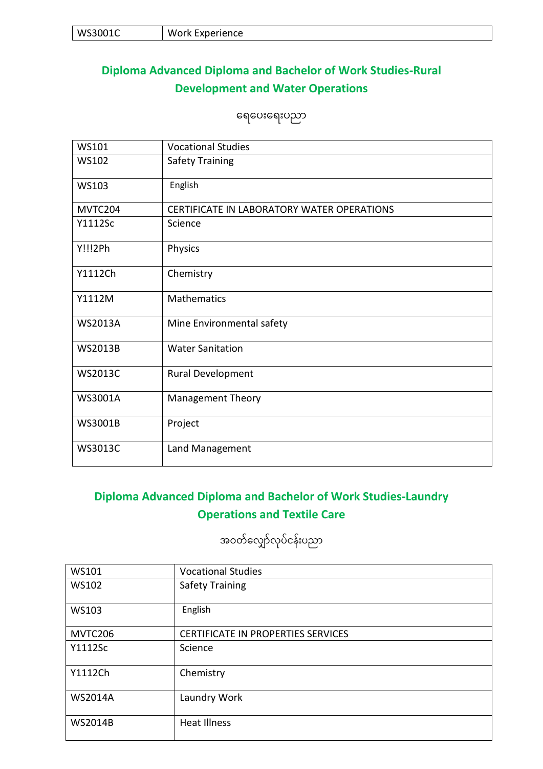| WS3001C | Work Experience |
|---|---|

## Diploma Advanced Diploma and Bachelor of Work Studies-Rural Development and Water Operations

ရေပေးရေးပညာ

| WS101 | Vocational Studies |
|---|---|
| WS102 | Safety Training |
| WS103 | English |
| MVTC204 | CERTIFICATE IN LABORATORY WATER OPERATIONS |
| Y1112Sc | Science |
| Y!!!2Ph | Physics |
| Y1112Ch | Chemistry |
| Y1112M | Mathematics |
| WS2013A | Mine Environmental safety |
| WS2013B | Water Sanitation |
| WS2013C | Rural Development |
| WS3001A | Management Theory |
| WS3001B | Project |
| WS3013C | Land Management |

## Diploma Advanced Diploma and Bachelor of Work Studies-Laundry Operations and Textile Care

အဝတ်လျှော်လုပ်ငန်းပညာ

| WS101 | Vocational Studies |
|---|---|
| WS102 | Safety Training |
| WS103 | English |
| MVTC206 | CERTIFICATE IN PROPERTIES SERVICES |
| Y1112Sc | Science |
| Y1112Ch | Chemistry |
| WS2014A | Laundry Work |
| WS2014B | Heat Illness |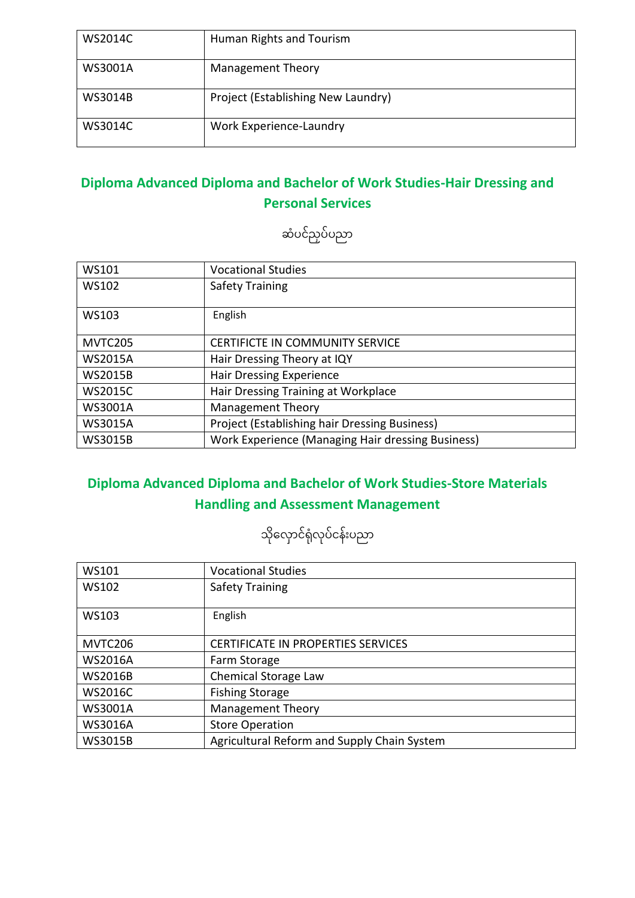| WS2014C | Human Rights and Tourism |
|---|---|
| WS3001A | Management Theory |
| WS3014B | Project (Establishing New Laundry) |
| WS3014C | Work Experience-Laundry |

## Diploma Advanced Diploma and Bachelor of Work Studies-Hair Dressing and Personal Services

ဆံပင်ညှပ်ပညာ

| WS101 | Vocational Studies |
|---|---|
| WS102 | Safety Training |
| WS103 | English |
| MVTC205 | CERTIFICTE IN COMMUNITY SERVICE |
| WS2015A | Hair Dressing Theory at IQY |
| WS2015B | Hair Dressing Experience |
| WS2015C | Hair Dressing Training at Workplace |
| WS3001A | Management Theory |
| WS3015A | Project (Establishing hair Dressing Business) |
| WS3015B | Work Experience (Managing Hair dressing Business) |

## Diploma Advanced Diploma and Bachelor of Work Studies-Store Materials Handling and Assessment Management

သိုလှောင်ရုံလုပ်ငန်းပညာ

| WS101 | Vocational Studies |
|---|---|
| WS102 | Safety Training |
| WS103 | English |
| MVTC206 | CERTIFICATE IN PROPERTIES SERVICES |
| WS2016A | Farm Storage |
| WS2016B | Chemical Storage Law |
| WS2016C | Fishing Storage |
| WS3001A | Management Theory |
| WS3016A | Store Operation |
| WS3015B | Agricultural Reform and Supply Chain System |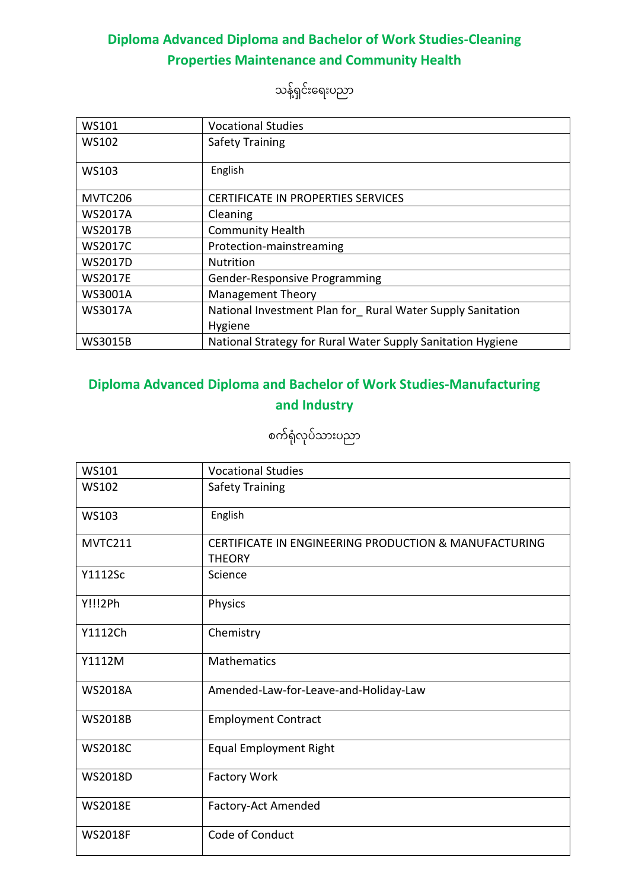## Diploma Advanced Diploma and Bachelor of Work Studies-Cleaning Properties Maintenance and Community Health

သန့်ရှင်းရေးပညာ

| WS101 | Vocational Studies |
|---|---|
| WS102 | Safety Training |
| WS103 | English |
| MVTC206 | CERTIFICATE IN PROPERTIES SERVICES |
| WS2017A | Cleaning |
| WS2017B | Community Health |
| WS2017C | Protection-mainstreaming |
| WS2017D | Nutrition |
| WS2017E | Gender-Responsive Programming |
| WS3001A | Management Theory |
| WS3017A | National Investment Plan for_ Rural Water Supply Sanitation Hygiene |
| WS3015B | National Strategy for Rural Water Supply Sanitation Hygiene |

## Diploma Advanced Diploma and Bachelor of Work Studies-Manufacturing and Industry

စက်ရုံလုပ်သားပညာ

| WS101 | Vocational Studies |
|---|---|
| WS102 | Safety Training |
| WS103 | English |
| MVTC211 | CERTIFICATE IN ENGINEERING PRODUCTION & MANUFACTURING THEORY |
| Y1112Sc | Science |
| Y!!!2Ph | Physics |
| Y1112Ch | Chemistry |
| Y1112M | Mathematics |
| WS2018A | Amended-Law-for-Leave-and-Holiday-Law |
| WS2018B | Employment Contract |
| WS2018C | Equal Employment Right |
| WS2018D | Factory Work |
| WS2018E | Factory-Act Amended |
| WS2018F | Code of Conduct |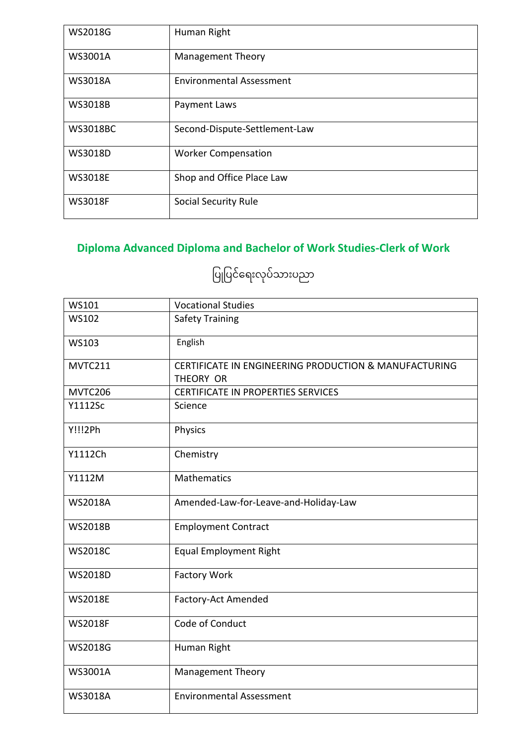| WS2018G | Human Right |
|---|---|
| WS3001A | Management Theory |
| WS3018A | Environmental Assessment |
| WS3018B | Payment Laws |
| WS3018BC | Second-Dispute-Settlement-Law |
| WS3018D | Worker Compensation |
| WS3018E | Shop and Office Place Law |
| WS3018F | Social Security Rule |

## Diploma Advanced Diploma and Bachelor of Work Studies-Clerk of Work

ပြုပြင်ရေးလုပ်သားပညာ

| WS101 | Vocational Studies |
|---|---|
| WS102 | Safety Training |
| WS103 | English |
| MVTC211 | CERTIFICATE IN ENGINEERING PRODUCTION & MANUFACTURING THEORY OR |
| MVTC206 | CERTIFICATE IN PROPERTIES SERVICES |
| Y1112Sc | Science |
| Y!!!2Ph | Physics |
| Y1112Ch | Chemistry |
| Y1112M | Mathematics |
| WS2018A | Amended-Law-for-Leave-and-Holiday-Law |
| WS2018B | Employment Contract |
| WS2018C | Equal Employment Right |
| WS2018D | Factory Work |
| WS2018E | Factory-Act Amended |
| WS2018F | Code of Conduct |
| WS2018G | Human Right |
| WS3001A | Management Theory |
| WS3018A | Environmental Assessment |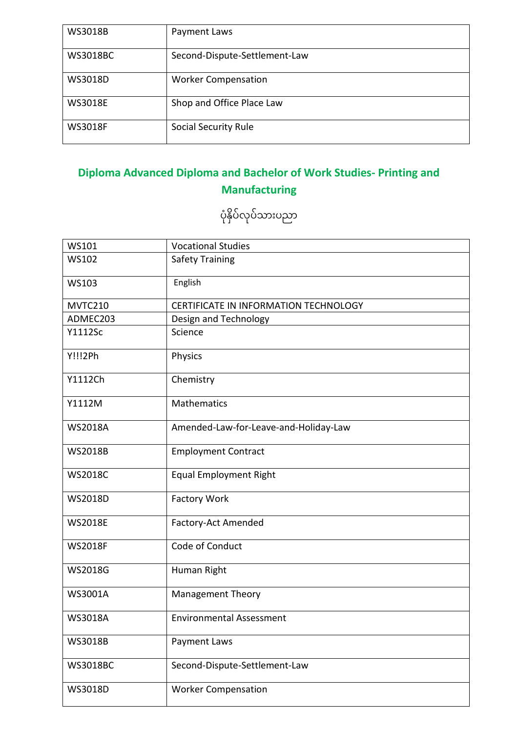| | |
|---|---|
| WS3018B | Payment Laws |
| WS3018BC | Second-Dispute-Settlement-Law |
| WS3018D | Worker Compensation |
| WS3018E | Shop and Office Place Law |
| WS3018F | Social Security Rule |

## Diploma Advanced Diploma and Bachelor of Work Studies- Printing and Manufacturing

ပုံနှိပ်လုပ်သားပညာ

| | |
|---|---|
| WS101 | Vocational Studies |
| WS102 | Safety Training |
| WS103 | English |
| MVTC210 | CERTIFICATE IN INFORMATION TECHNOLOGY |
| ADMEC203 | Design and Technology |
| Y1112Sc | Science |
| Y!!!2Ph | Physics |
| Y1112Ch | Chemistry |
| Y1112M | Mathematics |
| WS2018A | Amended-Law-for-Leave-and-Holiday-Law |
| WS2018B | Employment Contract |
| WS2018C | Equal Employment Right |
| WS2018D | Factory Work |
| WS2018E | Factory-Act Amended |
| WS2018F | Code of Conduct |
| WS2018G | Human Right |
| WS3001A | Management Theory |
| WS3018A | Environmental Assessment |
| WS3018B | Payment Laws |
| WS3018BC | Second-Dispute-Settlement-Law |
| WS3018D | Worker Compensation |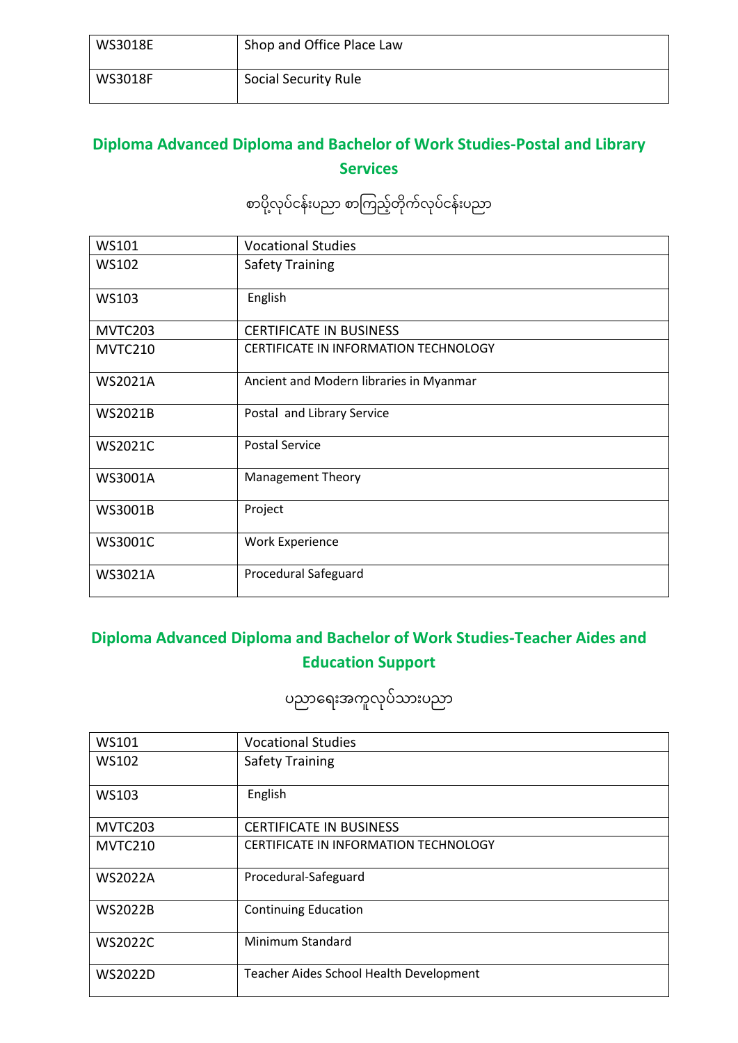| WS3018E | Shop and Office Place Law |
| --- | --- |
| WS3018F | Social Security Rule |

## Diploma Advanced Diploma and Bachelor of Work Studies-Postal and Library Services

စာပို့လုပ်ငန်းပညာ စာကြည့်တိုက်လုပ်ငန်းပညာ

| WS101 | Vocational Studies |
| --- | --- |
| WS102 | Safety Training |
| WS103 | English |
| MVTC203 | CERTIFICATE IN BUSINESS |
| MVTC210 | CERTIFICATE IN INFORMATION TECHNOLOGY |
| WS2021A | Ancient and Modern libraries in Myanmar |
| WS2021B | Postal and Library Service |
| WS2021C | Postal Service |
| WS3001A | Management Theory |
| WS3001B | Project |
| WS3001C | Work Experience |
| WS3021A | Procedural Safeguard |

## Diploma Advanced Diploma and Bachelor of Work Studies-Teacher Aides and Education Support

ပညာရေးအကူလုပ်သားပညာ

| WS101 | Vocational Studies |
| --- | --- |
| WS102 | Safety Training |
| WS103 | English |
| MVTC203 | CERTIFICATE IN BUSINESS |
| MVTC210 | CERTIFICATE IN INFORMATION TECHNOLOGY |
| WS2022A | Procedural-Safeguard |
| WS2022B | Continuing Education |
| WS2022C | Minimum Standard |
| WS2022D | Teacher Aides School Health Development |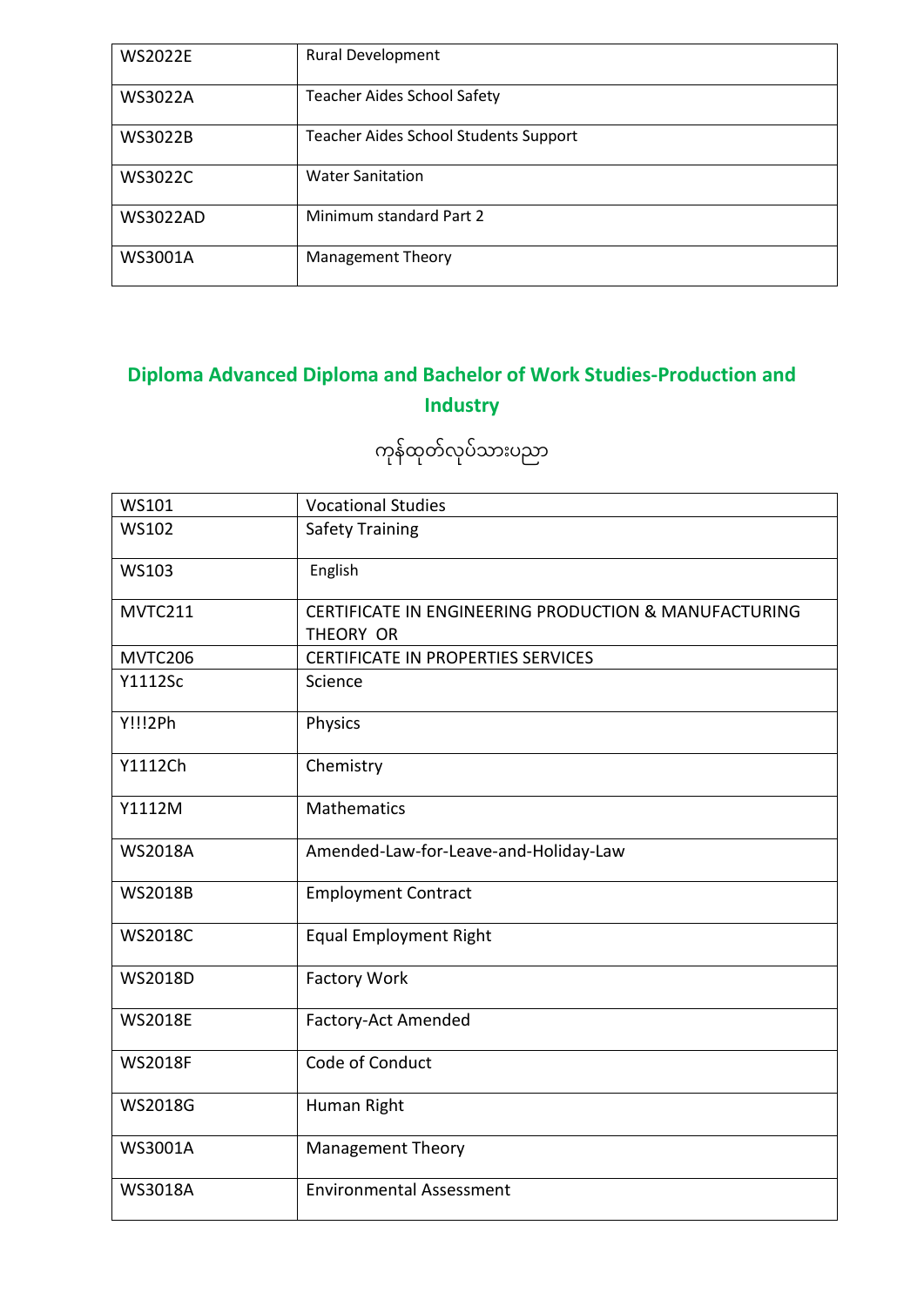| WS2022E | Rural Development |
| --- | --- |
| WS3022A | Teacher Aides School Safety |
| WS3022B | Teacher Aides School Students Support |
| WS3022C | Water Sanitation |
| WS3022AD | Minimum standard Part 2 |
| WS3001A | Management Theory |

## Diploma Advanced Diploma and Bachelor of Work Studies-Production and Industry

### ကုန်ထုတ်လုပ်သားပညာ

| WS101 | Vocational Studies |
| --- | --- |
| WS102 | Safety Training |
| WS103 | English |
| MVTC211 | CERTIFICATE IN ENGINEERING PRODUCTION & MANUFACTURING THEORY OR |
| MVTC206 | CERTIFICATE IN PROPERTIES SERVICES |
| Y1112Sc | Science |
| Y!!!2Ph | Physics |
| Y1112Ch | Chemistry |
| Y1112M | Mathematics |
| WS2018A | Amended-Law-for-Leave-and-Holiday-Law |
| WS2018B | Employment Contract |
| WS2018C | Equal Employment Right |
| WS2018D | Factory Work |
| WS2018E | Factory-Act Amended |
| WS2018F | Code of Conduct |
| WS2018G | Human Right |
| WS3001A | Management Theory |
| WS3018A | Environmental Assessment |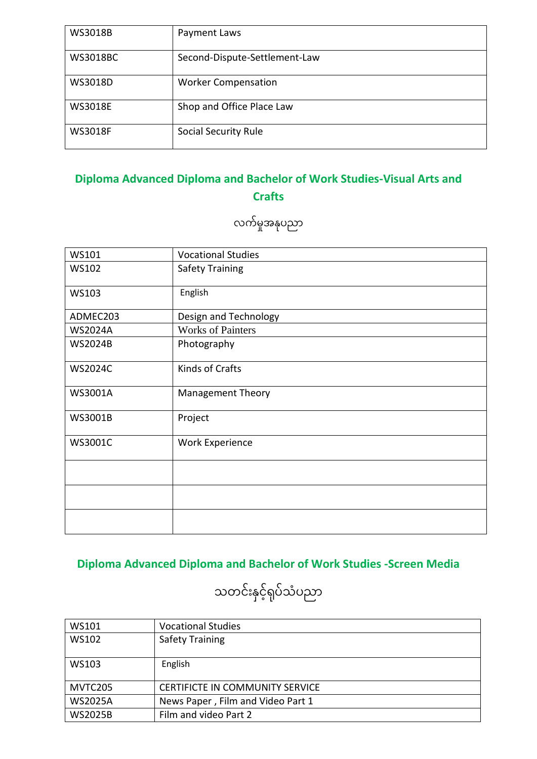| | |
|---|---|
| WS3018B | Payment Laws |
| WS3018BC | Second-Dispute-Settlement-Law |
| WS3018D | Worker Compensation |
| WS3018E | Shop and Office Place Law |
| WS3018F | Social Security Rule |

## Diploma Advanced Diploma and Bachelor of Work Studies-Visual Arts and Crafts

လက်မှုအနုပညာ

| | |
|---|---|
| WS101 | Vocational Studies |
| WS102 | Safety Training |
| WS103 | English |
| ADMEC203 | Design and Technology |
| WS2024A | Works of Painters |
| WS2024B | Photography |
| WS2024C | Kinds of Crafts |
| WS3001A | Management Theory |
| WS3001B | Project |
| WS3001C | Work Experience |
| | |
| | |
| | |

## Diploma Advanced Diploma and Bachelor of Work Studies -Screen Media

သတင်းနှင့်ရုပ်သံပညာ

| | |
|---|---|
| WS101 | Vocational Studies |
| WS102 | Safety Training |
| WS103 | English |
| MVTC205 | CERTIFICTE IN COMMUNITY SERVICE |
| WS2025A | News Paper , Film and Video Part 1 |
| WS2025B | Film and video Part 2 |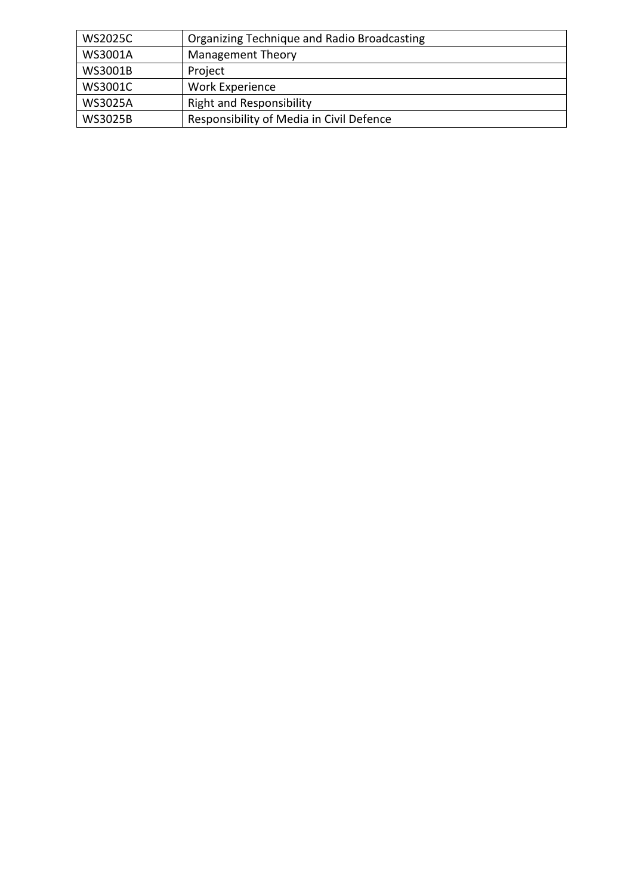| | |
|---|---|
| WS2025C | Organizing Technique and Radio Broadcasting |
| WS3001A | Management Theory |
| WS3001B | Project |
| WS3001C | Work Experience |
| WS3025A | Right and Responsibility |
| WS3025B | Responsibility of Media in Civil Defence |